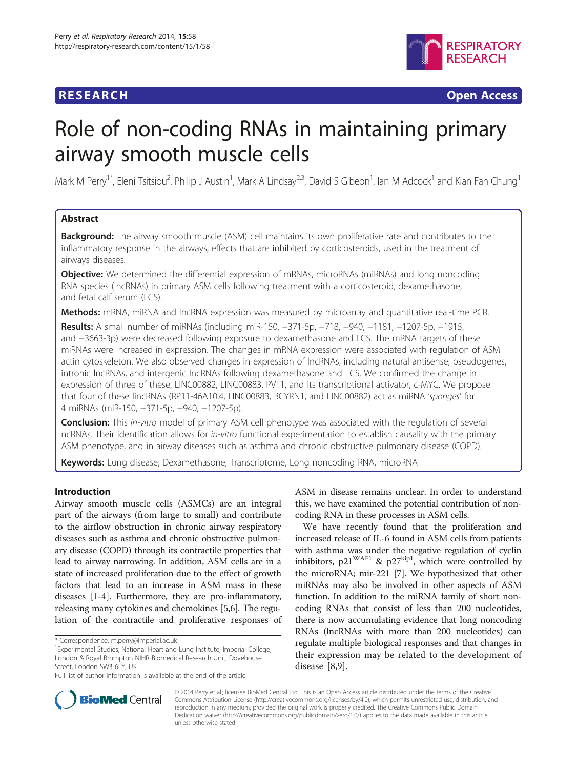**RESEARCH** **Open Access**

# Role of non-coding RNAs in maintaining primary airway smooth muscle cells

Mark M Perry[1*], Eleni Tsitsiou[2], Philip J Austin[1], Mark A Lindsay[2,3], David S Gibeon[1], Ian M Adcock[1] and Kian Fan Chung[1]

## Abstract

**Background:** The airway smooth muscle (ASM) cell maintains its own proliferative rate and contributes to the inflammatory response in the airways, effects that are inhibited by corticosteroids, used in the treatment of airways diseases.

**Objective:** We determined the differential expression of mRNAs, microRNAs (miRNAs) and long noncoding RNA species (lncRNAs) in primary ASM cells following treatment with a corticosteroid, dexamethasone, and fetal calf serum (FCS).

**Methods:** mRNA, miRNA and lncRNA expression was measured by microarray and quantitative real-time PCR.

**Results:** A small number of miRNAs (including miR-150, −371-5p, −718, −940, −1181, −1207-5p, −1915, and −3663-3p) were decreased following exposure to dexamethasone and FCS. The mRNA targets of these miRNAs were increased in expression. The changes in mRNA expression were associated with regulation of ASM actin cytoskeleton. We also observed changes in expression of lncRNAs, including natural antisense, pseudogenes, intronic lncRNAs, and intergenic lncRNAs following dexamethasone and FCS. We confirmed the change in expression of three of these, LINC00882, LINC00883, PVT1, and its transcriptional activator, c-MYC. We propose that four of these lincRNAs (RP11-46A10.4, LINC00883, BCYRN1, and LINC00882) act as miRNA '*sponges*' for 4 miRNAs (miR-150, −371-5p, −940, −1207-5p).

**Conclusion:** This *in-vitro* model of primary ASM cell phenotype was associated with the regulation of several ncRNAs. Their identification allows for *in-vitro* functional experimentation to establish causality with the primary ASM phenotype, and in airway diseases such as asthma and chronic obstructive pulmonary disease (COPD).

**Keywords:** Lung disease, Dexamethasone, Transcriptome, Long noncoding RNA, microRNA

## Introduction

Airway smooth muscle cells (ASMCs) are an integral part of the airways (from large to small) and contribute to the airflow obstruction in chronic airway respiratory diseases such as asthma and chronic obstructive pulmonary disease (COPD) through its contractile properties that lead to airway narrowing. In addition, ASM cells are in a state of increased proliferation due to the effect of growth factors that lead to an increase in ASM mass in these diseases [1-4]. Furthermore, they are pro-inflammatory, releasing many cytokines and chemokines [5,6]. The regulation of the contractile and proliferative responses of ASM in disease remains unclear. In order to understand this, we have examined the potential contribution of non-coding RNA in these processes in ASM cells.

We have recently found that the proliferation and increased release of IL-6 found in ASM cells from patients with asthma was under the negative regulation of cyclin inhibitors, $p21^{WAF1}$ & $p27^{kip1}$, which were controlled by the microRNA; mir-221 [7]. We hypothesized that other miRNAs may also be involved in other aspects of ASM function. In addition to the miRNA family of short non-coding RNAs that consist of less than 200 nucleotides, there is now accumulating evidence that long noncoding RNAs (lncRNAs with more than 200 nucleotides) can regulate multiple biological responses and that changes in their expression may be related to the development of disease [8,9].

\* Correspondence: m.perry@imperial.ac.uk

[1]Experimental Studies, National Heart and Lung Institute, Imperial College, London & Royal Brompton NIHR Biomedical Research Unit, Dovehouse Street, London SW3 6LY, UK

Full list of author information is available at the end of the article

© 2014 Perry et al.; licensee BioMed Central Ltd. This is an Open Access article distributed under the terms of the Creative Commons Attribution License (http://creativecommons.org/licenses/by/4.0), which permits unrestricted use, distribution, and reproduction in any medium, provided the original work is properly credited. The Creative Commons Public Domain Dedication waiver (http://creativecommons.org/publicdomain/zero/1.0/) applies to the data made available in this article, unless otherwise stated.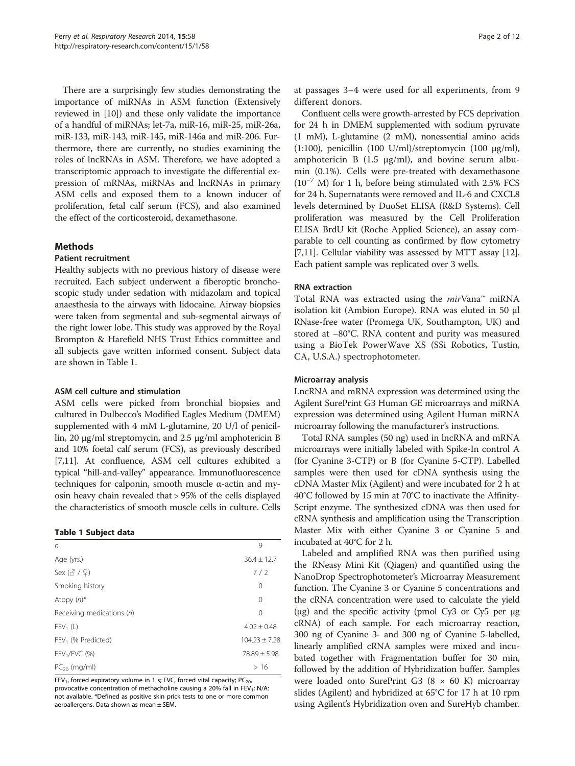There are a surprisingly few studies demonstrating the importance of miRNAs in ASM function (Extensively reviewed in [10]) and these only validate the importance of a handful of miRNAs; let-7a, miR-16, miR-25, miR-26a, miR-133, miR-143, miR-145, miR-146a and miR-206. Furthermore, there are currently, no studies examining the roles of lncRNAs in ASM. Therefore, we have adopted a transcriptomic approach to investigate the differential expression of mRNAs, miRNAs and lncRNAs in primary ASM cells and exposed them to a known inducer of proliferation, fetal calf serum (FCS), and also examined the effect of the corticosteroid, dexamethasone.

## Methods

### Patient recruitment

Healthy subjects with no previous history of disease were recruited. Each subject underwent a fiberoptic bronchoscopic study under sedation with midazolam and topical anaesthesia to the airways with lidocaine. Airway biopsies were taken from segmental and sub-segmental airways of the right lower lobe. This study was approved by the Royal Brompton & Harefield NHS Trust Ethics committee and all subjects gave written informed consent. Subject data are shown in Table 1.

### ASM cell culture and stimulation

ASM cells were picked from bronchial biopsies and cultured in Dulbecco's Modified Eagles Medium (DMEM) supplemented with 4 mM L-glutamine, 20 U/l of penicillin, 20 μg/ml streptomycin, and 2.5 μg/ml amphotericin B and 10% foetal calf serum (FCS), as previously described [7,11]. At confluence, ASM cell cultures exhibited a typical "hill-and-valley" appearance. Immunofluorescence techniques for calponin, smooth muscle α-actin and myosin heavy chain revealed that > 95% of the cells displayed the characteristics of smooth muscle cells in culture. Cells at passages 3–4 were used for all experiments, from 9 different donors.

**Table 1 Subject data**

| | |
|---|---|
| $n$ | 9 |
| Age (yrs.) | 36.4 ± 12.7 |
| Sex (♂ / ♀) | 7 / 2 |
| Smoking history | 0 |
| Atopy ($n$)* | 0 |
| Receiving medications ($n$) | 0 |
| $FEV_1$ (L) | 4.02 ± 0.48 |
| $FEV_1$ (% Predicted) | 104.23 ± 7.28 |
| $FEV_1$/FVC (%) | 78.89 ± 5.98 |
| $PC_{20}$ (mg/ml) | > 16 |

$FEV_1$, forced expiratory volume in 1 s; FVC, forced vital capacity; $PC_{20}$, provocative concentration of methacholine causing a 20% fall in $FEV_1$; N/A: not available. *Defined as positive skin prick tests to one or more common aeroallergens. Data shown as mean ± SEM.

Confluent cells were growth-arrested by FCS deprivation for 24 h in DMEM supplemented with sodium pyruvate (1 mM), L-glutamine (2 mM), nonessential amino acids (1:100), penicillin (100 U/ml)/streptomycin (100 μg/ml), amphotericin B (1.5 μg/ml), and bovine serum albumin (0.1%). Cells were pre-treated with dexamethasone ($10^{-7}$ M) for 1 h, before being stimulated with 2.5% FCS for 24 h. Supernatants were removed and IL-6 and CXCL8 levels determined by DuoSet ELISA (R&D Systems). Cell proliferation was measured by the Cell Proliferation ELISA BrdU kit (Roche Applied Science), an assay comparable to cell counting as confirmed by flow cytometry [7,11]. Cellular viability was assessed by MTT assay [12]. Each patient sample was replicated over 3 wells.

### RNA extraction

Total RNA was extracted using the *mir*Vana™ miRNA isolation kit (Ambion Europe). RNA was eluted in 50 μl RNase-free water (Promega UK, Southampton, UK) and stored at −80°C. RNA content and purity was measured using a BioTek PowerWave XS (SSi Robotics, Tustin, CA, U.S.A.) spectrophotometer.

### Microarray analysis

LncRNA and mRNA expression was determined using the Agilent SurePrint G3 Human GE microarrays and miRNA expression was determined using Agilent Human miRNA microarray following the manufacturer's instructions.

Total RNA samples (50 ng) used in lncRNA and mRNA microarrays were initially labeled with Spike-In control A (for Cyanine 3-CTP) or B (for Cyanine 5-CTP). Labelled samples were then used for cDNA synthesis using the cDNA Master Mix (Agilent) and were incubated for 2 h at 40°C followed by 15 min at 70°C to inactivate the AffinityScript enzyme. The synthesized cDNA was then used for cRNA synthesis and amplification using the Transcription Master Mix with either Cyanine 3 or Cyanine 5 and incubated at 40°C for 2 h.

Labeled and amplified RNA was then purified using the RNeasy Mini Kit (Qiagen) and quantified using the NanoDrop Spectrophotometer's Microarray Measurement function. The Cyanine 3 or Cyanine 5 concentrations and the cRNA concentration were used to calculate the yield (μg) and the specific activity (pmol Cy3 or Cy5 per μg cRNA) of each sample. For each microarray reaction, 300 ng of Cyanine 3- and 300 ng of Cyanine 5-labelled, linearly amplified cRNA samples were mixed and incubated together with Fragmentation buffer for 30 min, followed by the addition of Hybridization buffer. Samples were loaded onto SurePrint G3 (8 × 60 K) microarray slides (Agilent) and hybridized at 65°C for 17 h at 10 rpm using Agilent's Hybridization oven and SureHyb chamber.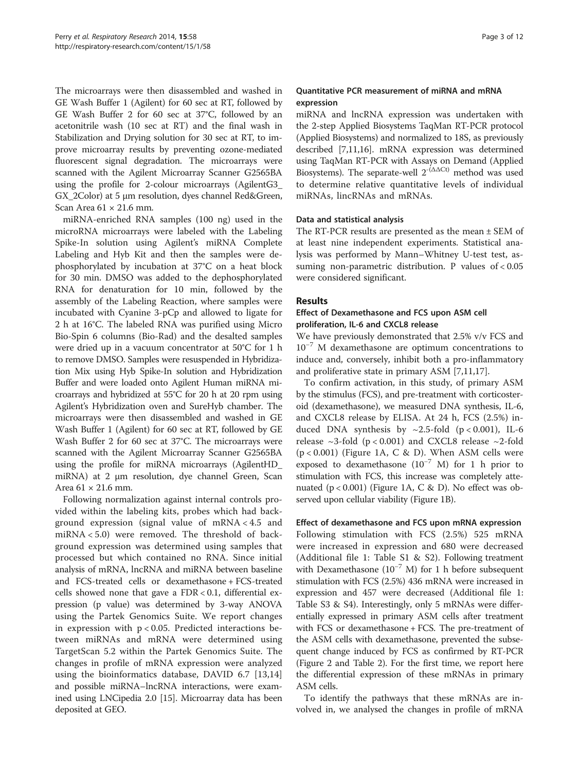The microarrays were then disassembled and washed in GE Wash Buffer 1 (Agilent) for 60 sec at RT, followed by GE Wash Buffer 2 for 60 sec at 37°C, followed by an acetonitrile wash (10 sec at RT) and the final wash in Stabilization and Drying solution for 30 sec at RT, to improve microarray results by preventing ozone-mediated fluorescent signal degradation. The microarrays were scanned with the Agilent Microarray Scanner G2565BA using the profile for 2-colour microarrays (AgilentG3_GX_2Color) at 5 μm resolution, dyes channel Red&Green, Scan Area 61 × 21.6 mm.

miRNA-enriched RNA samples (100 ng) used in the microRNA microarrays were labeled with the Labeling Spike-In solution using Agilent's miRNA Complete Labeling and Hyb Kit and then the samples were dephosphorylated by incubation at 37°C on a heat block for 30 min. DMSO was added to the dephosphorylated RNA for denaturation for 10 min, followed by the assembly of the Labeling Reaction, where samples were incubated with Cyanine 3-pCp and allowed to ligate for 2 h at 16°C. The labeled RNA was purified using Micro Bio-Spin 6 columns (Bio-Rad) and the desalted samples were dried up in a vacuum concentrator at 50°C for 1 h to remove DMSO. Samples were resuspended in Hybridization Mix using Hyb Spike-In solution and Hybridization Buffer and were loaded onto Agilent Human miRNA microarrays and hybridized at 55°C for 20 h at 20 rpm using Agilent's Hybridization oven and SureHyb chamber. The microarrays were then disassembled and washed in GE Wash Buffer 1 (Agilent) for 60 sec at RT, followed by GE Wash Buffer 2 for 60 sec at 37°C. The microarrays were scanned with the Agilent Microarray Scanner G2565BA using the profile for miRNA microarrays (AgilentHD_miRNA) at 2 μm resolution, dye channel Green, Scan Area 61 × 21.6 mm.

Following normalization against internal controls provided within the labeling kits, probes which had background expression (signal value of mRNA < 4.5 and miRNA < 5.0) were removed. The threshold of background expression was determined using samples that processed but which contained no RNA. Since initial analysis of mRNA, lncRNA and miRNA between baseline and FCS-treated cells or dexamethasone + FCS-treated cells showed none that gave a FDR < 0.1, differential expression (p value) was determined by 3-way ANOVA using the Partek Genomics Suite. We report changes in expression with $p < 0.05$. Predicted interactions between miRNAs and mRNA were determined using TargetScan 5.2 within the Partek Genomics Suite. The changes in profile of mRNA expression were analyzed using the bioinformatics database, DAVID 6.7 [13,14] and possible miRNA–lncRNA interactions, were examined using LNCipedia 2.0 [15]. Microarray data has been deposited at GEO.

### Quantitative PCR measurement of miRNA and mRNA expression

miRNA and lncRNA expression was undertaken with the 2-step Applied Biosystems TaqMan RT-PCR protocol (Applied Biosystems) and normalized to 18S, as previously described [7,11,16]. mRNA expression was determined using TaqMan RT-PCR with Assays on Demand (Applied Biosystems). The separate-well $2^{-(\Delta\Delta Ct)}$ method was used to determine relative quantitative levels of individual miRNAs, lincRNAs and mRNAs.

### Data and statistical analysis

The RT-PCR results are presented as the mean ± SEM of at least nine independent experiments. Statistical analysis was performed by Mann–Whitney U-test test, assuming non-parametric distribution. P values of < 0.05 were considered significant.

## Results

### Effect of Dexamethasone and FCS upon ASM cell proliferation, IL-6 and CXCL8 release

We have previously demonstrated that 2.5% v/v FCS and $10^{-7}$ M dexamethasone are optimum concentrations to induce and, conversely, inhibit both a pro-inflammatory and proliferative state in primary ASM [7,11,17].

To confirm activation, in this study, of primary ASM by the stimulus (FCS), and pre-treatment with corticosteroid (dexamethasone), we measured DNA synthesis, IL-6, and CXCL8 release by ELISA. At 24 h, FCS (2.5%) induced DNA synthesis by ~2.5-fold ($p < 0.001$), IL-6 release ~3-fold ($p < 0.001$) and CXCL8 release ~2-fold ($p < 0.001$) (Figure 1A, C & D). When ASM cells were exposed to dexamethasone ($10^{-7}$ M) for 1 h prior to stimulation with FCS, this increase was completely attenuated ($p < 0.001$) (Figure 1A, C & D). No effect was observed upon cellular viability (Figure 1B).

### Effect of dexamethasone and FCS upon mRNA expression

Following stimulation with FCS (2.5%) 525 mRNA were increased in expression and 680 were decreased (Additional file 1: Table S1 & S2). Following treatment with Dexamethasone ($10^{-7}$ M) for 1 h before subsequent stimulation with FCS (2.5%) 436 mRNA were increased in expression and 457 were decreased (Additional file 1: Table S3 & S4). Interestingly, only 5 mRNAs were differentially expressed in primary ASM cells after treatment with FCS or dexamethasone + FCS. The pre-treatment of the ASM cells with dexamethasone, prevented the subsequent change induced by FCS as confirmed by RT-PCR (Figure 2 and Table 2). For the first time, we report here the differential expression of these mRNAs in primary ASM cells.

To identify the pathways that these mRNAs are involved in, we analysed the changes in profile of mRNA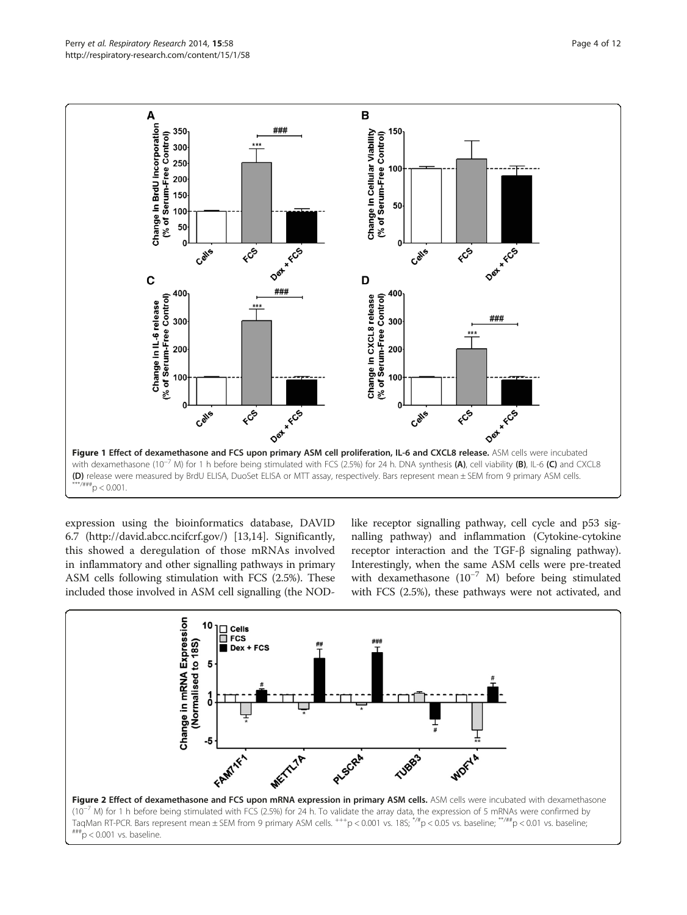**Figure 1 Effect of dexamethasone and FCS upon primary ASM cell proliferation, IL-6 and CXCL8 release.** ASM cells were incubated with dexamethasone ($10^{-7}$ M) for 1 h before being stimulated with FCS (2.5%) for 24 h. DNA synthesis **(A)**, cell viability **(B)**, IL-6 **(C)** and CXCL8 **(D)** release were measured by BrdU ELISA, DuoSet ELISA or MTT assay, respectively. Bars represent mean ± SEM from 9 primary ASM cells. ***/### $p < 0.001$.

expression using the bioinformatics database, DAVID 6.7 (http://david.abcc.ncifcrf.gov/) [13,14]. Significantly, this showed a deregulation of those mRNAs involved in inflammatory and other signalling pathways in primary ASM cells following stimulation with FCS (2.5%). These included those involved in ASM cell signalling (the NOD-like receptor signalling pathway, cell cycle and p53 signalling pathway) and inflammation (Cytokine-cytokine receptor interaction and the TGF-β signaling pathway). Interestingly, when the same ASM cells were pre-treated with dexamethasone ($10^{-7}$ M) before being stimulated with FCS (2.5%), these pathways were not activated, and

**Figure 2 Effect of dexamethasone and FCS upon mRNA expression in primary ASM cells.** ASM cells were incubated with dexamethasone ($10^{-7}$ M) for 1 h before being stimulated with FCS (2.5%) for 24 h. To validate the array data, the expression of 5 mRNAs were confirmed by TaqMan RT-PCR. Bars represent mean ± SEM from 9 primary ASM cells. +++ $p < 0.001$ vs. 18S; */# $p < 0.05$ vs. baseline; **/## $p < 0.01$ vs. baseline; ### $p < 0.001$ vs. baseline.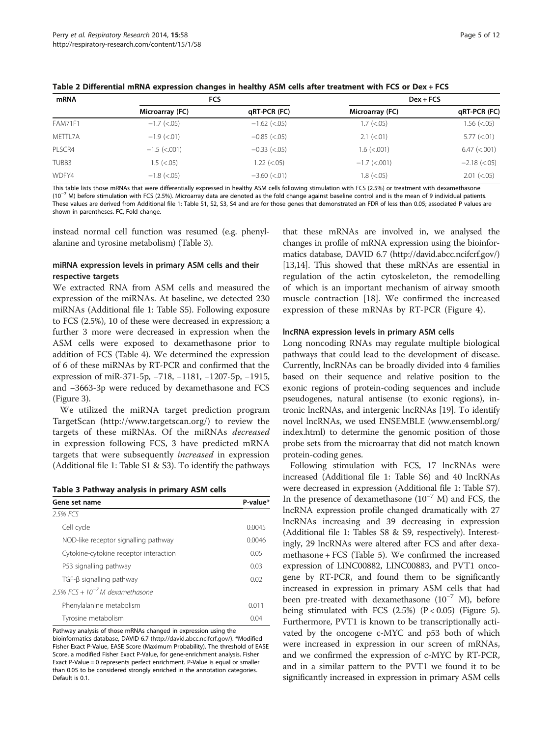**Table 2 Differential mRNA expression changes in healthy ASM cells after treatment with FCS or Dex + FCS**

| mRNA | FCS | | Dex + FCS | |
|---|---|---|---|---|
| | Microarray (FC) | qRT-PCR (FC) | Microarray (FC) | qRT-PCR (FC) |
| FAM71F1 | −1.7 (<.05) | −1.62 (<.05) | 1.7 (<.05) | 1.56 (<.05) |
| METTL7A | −1.9 (<.01) | −0.85 (<.05) | 2.1 (<.01) | 5.77 (<.01) |
| PLSCR4 | −1.5 (<.001) | −0.33 (<.05) | 1.6 (<.001) | 6.47 (<.001) |
| TUBB3 | 1.5 (<.05) | 1.22 (<.05) | −1.7 (<.001) | −2.18 (<.05) |
| WDFY4 | −1.8 (<.05) | −3.60 (<.01) | 1.8 (<.05) | 2.01 (<.05) |

This table lists those mRNAs that were differentially expressed in healthy ASM cells following stimulation with FCS (2.5%) or treatment with dexamethasone ($10^{-7}$ M) before stimulation with FCS (2.5%). Microarray data are denoted as the fold change against baseline control and is the mean of 9 individual patients. These values are derived from Additional file 1: Table S1, S2, S3, S4 and are for those genes that demonstrated an FDR of less than 0.05; associated P values are shown in parentheses. FC, Fold change.

instead normal cell function was resumed (e.g. phenylalanine and tyrosine metabolism) (Table 3).

### miRNA expression levels in primary ASM cells and their respective targets

We extracted RNA from ASM cells and measured the expression of the miRNAs. At baseline, we detected 230 miRNAs (Additional file 1: Table S5). Following exposure to FCS (2.5%), 10 of these were decreased in expression; a further 3 more were decreased in expression when the ASM cells were exposed to dexamethasone prior to addition of FCS (Table 4). We determined the expression of 6 of these miRNAs by RT-PCR and confirmed that the expression of miR-371-5p, −718, −1181, −1207-5p, −1915, and −3663-3p were reduced by dexamethasone and FCS (Figure 3).

We utilized the miRNA target prediction program TargetScan (http://www.targetscan.org/) to review the targets of these miRNAs. Of the miRNAs *decreased* in expression following FCS, 3 have predicted mRNA targets that were subsequently *increased* in expression (Additional file 1: Table S1 & S3). To identify the pathways

**Table 3 Pathway analysis in primary ASM cells**

| Gene set name | P-value* |
|---|---|
| *2.5% FCS* | |
| Cell cycle | 0.0045 |
| NOD-like receptor signalling pathway | 0.0046 |
| Cytokine-cytokine receptor interaction | 0.05 |
| P53 signalling pathway | 0.03 |
| TGF-β signalling pathway | 0.02 |
| *2.5% FCS + $10^{-7}$ M dexamethasone* | |
| Phenylalanine metabolism | 0.011 |
| Tyrosine metabolism | 0.04 |

Pathway analysis of those mRNAs changed in expression using the bioinformatics database, DAVID 6.7 (http://david.abcc.ncifcrf.gov/). *Modified Fisher Exact P-Value, EASE Score (Maximum Probability). The threshold of EASE Score, a modified Fisher Exact P-Value, for gene-enrichment analysis. Fisher Exact P-Value = 0 represents perfect enrichment. P-Value is equal or smaller than 0.05 to be considered strongly enriched in the annotation categories. Default is 0.1.

that these mRNAs are involved in, we analysed the changes in profile of mRNA expression using the bioinformatics database, DAVID 6.7 (http://david.abcc.ncifcrf.gov/) [13,14]. This showed that these mRNAs are essential in regulation of the actin cytoskeleton, the remodelling of which is an important mechanism of airway smooth muscle contraction [18]. We confirmed the increased expression of these mRNAs by RT-PCR (Figure 4).

### lncRNA expression levels in primary ASM cells

Long noncoding RNAs may regulate multiple biological pathways that could lead to the development of disease. Currently, lncRNAs can be broadly divided into 4 families based on their sequence and relative position to the exonic regions of protein-coding sequences and include pseudogenes, natural antisense (to exonic regions), intronic lncRNAs, and intergenic lncRNAs [19]. To identify novel lncRNAs, we used ENSEMBLE (www.ensembl.org/index.html) to determine the genomic position of those probe sets from the microarray that did not match known protein-coding genes.

Following stimulation with FCS, 17 lncRNAs were increased (Additional file 1: Table S6) and 40 lncRNAs were decreased in expression (Additional file 1: Table S7). In the presence of dexamethasone ($10^{-7}$ M) and FCS, the lncRNA expression profile changed dramatically with 27 lncRNAs increasing and 39 decreasing in expression (Additional file 1: Tables S8 & S9, respectively). Interestingly, 29 lncRNAs were altered after FCS and after dexamethasone + FCS (Table 5). We confirmed the increased expression of LINC00882, LINC00883, and PVT1 oncogene by RT-PCR, and found them to be significantly increased in expression in primary ASM cells that had been pre-treated with dexamethasone ($10^{-7}$ M), before being stimulated with FCS (2.5%) ($P < 0.05$) (Figure 5). Furthermore, PVT1 is known to be transcriptionally activated by the oncogene c-MYC and p53 both of which were increased in expression in our screen of mRNAs, and we confirmed the expression of c-MYC by RT-PCR, and in a similar pattern to the PVT1 we found it to be significantly increased in expression in primary ASM cells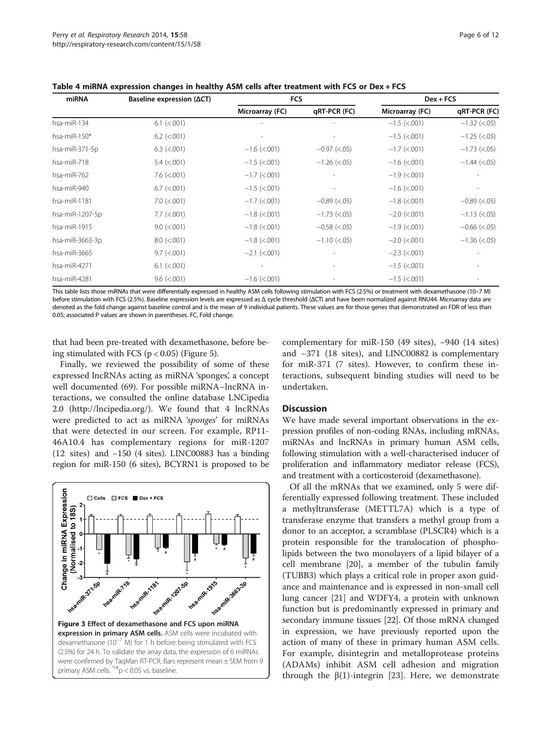**Table 4 miRNA expression changes in healthy ASM cells after treatment with FCS or Dex + FCS**

| miRNA | Baseline expression (ΔCT) | FCS | | Dex + FCS | |
|---|---|---|---|---|---|
| | | Microarray (FC) | qRT-PCR (FC) | Microarray (FC) | qRT-PCR (FC) |
| hsa-miR-134 | 6.1 (<.001) | - | - | −1.5 (<.001) | −1.32 (<.05) |
| hsa-miR-150* | 6.2 (<.001) | - | - | −1.5 (<.001) | −1.25 (<.05) |
| hsa-miR-371-5p | 6.3 (<.001) | −1.6 (<.001) | −0.97 (<.05) | −1.7 (<.001) | −1.73 (<.05) |
| hsa-miR-718 | 5.4 (<.001) | −1.5 (<.001) | −1.26 (<.05) | −1.6 (<.001) | −1.44 (<.05) |
| hsa-miR-762 | 7.6 (<.001) | −1.7 (<.001) | - | −1.9 (<.001) | - |
| hsa-miR-940 | 6.7 (<.001) | −1.5 (<.001) | - | −1.6 (<.001) | - |
| hsa-miR-1181 | 7.0 (<.001) | −1.7 (<.001) | −0.89 (<.05) | −1.8 (<.001) | −0.89 (<.05) |
| hsa-miR-1207-5p | 7.7 (<.001) | −1.8 (<.001) | −1.73 (<.05) | −2.0 (<.001) | −1.13 (<.05) |
| hsa-miR-1915 | 9.0 (<.001) | −1.8 (<.001) | −0.58 (<.05) | −1.9 (<.001) | −0.66 (<.05) |
| hsa-miR-3663-3p | 8.0 (<.001) | −1.8 (<.001) | −1.10 (<.05) | −2.0 (<.001) | −1.36 (<.05) |
| hsa-miR-3665 | 9.7 (<.001) | −2.1 (<.001) | - | −2.3 (<.001) | - |
| hsa-miR-4271 | 6.1 (<.001) | - | - | −1.5 (<.001) | - |
| hsa-miR-4281 | 9.6 (<.001) | −1.6 (<.001) | - | −1.5 (<.001) | - |

This table lists those miRNAs that were differentially expressed in healthy ASM cells following stimulation with FCS (2.5%) or treatment with dexamethasone (10–7 M) before stimulation with FCS (2.5%). Baseline expression levels are expressed as Δ cycle threshold (ΔCT) and have been normalized against RNU44. Microarray data are denoted as the fold change against baseline control and is the mean of 9 individual patients. These values are for those genes that demonstrated an FDR of less than 0.05; associated P values are shown in parentheses. FC, Fold change.

that had been pre-treated with dexamethasone, before being stimulated with FCS ($p < 0.05$) (Figure 5).

Finally, we reviewed the possibility of some of these expressed lncRNAs acting as miRNA 'sponges', a concept well documented (69). For possible miRNA–lncRNA interactions, we consulted the online database LNCipedia 2.0 (http://lncipedia.org/). We found that 4 lncRNAs were predicted to act as miRNA '*sponges*' for miRNAs that were detected in our screen. For example, RP11-46A10.4 has complementary regions for miR-1207 (12 sites) and −150 (4 sites). LINC00883 has a binding region for miR-150 (6 sites), BCYRN1 is proposed to be complementary for miR-150 (49 sites), −940 (14 sites) and −371 (18 sites), and LINC00882 is complementary for miR-371 (7 sites). However, to confirm these interactions, subsequent binding studies will need to be undertaken.

**Figure 3 Effect of dexamethasone and FCS upon miRNA expression in primary ASM cells.** ASM cells were incubated with dexamethasone ($10^{-7}$ M) for 1 h before being stimulated with FCS (2.5%) for 24 h. To validate the array data, the expression of 6 miRNAs were confirmed by TaqMan RT-PCR. Bars represent mean ± SEM from 9 primary ASM cells. */#p < 0.05 vs. baseline.

## Discussion

We have made several important observations in the expression profiles of non-coding RNAs, including mRNAs, miRNAs and lncRNAs in primary human ASM cells, following stimulation with a well-characterised inducer of proliferation and inflammatory mediator release (FCS), and treatment with a corticosteroid (dexamethasone).

Of all the mRNAs that we examined, only 5 were differentially expressed following treatment. These included a methyltransferase (METTL7A) which is a type of transferase enzyme that transfers a methyl group from a donor to an acceptor, a scramblase (PLSCR4) which is a protein responsible for the translocation of phospholipids between the two monolayers of a lipid bilayer of a cell membrane [20], a member of the tubulin family (TUBB3) which plays a critical role in proper axon guidance and maintenance and is expressed in non-small cell lung cancer [21] and WDFY4, a protein with unknown function but is predominantly expressed in primary and secondary immune tissues [22]. Of those mRNA changed in expression, we have previously reported upon the action of many of these in primary human ASM cells. For example, disintegrin and metalloprotease proteins (ADAMs) inhibit ASM cell adhesion and migration through the β(1)-integrin [23]. Here, we demonstrate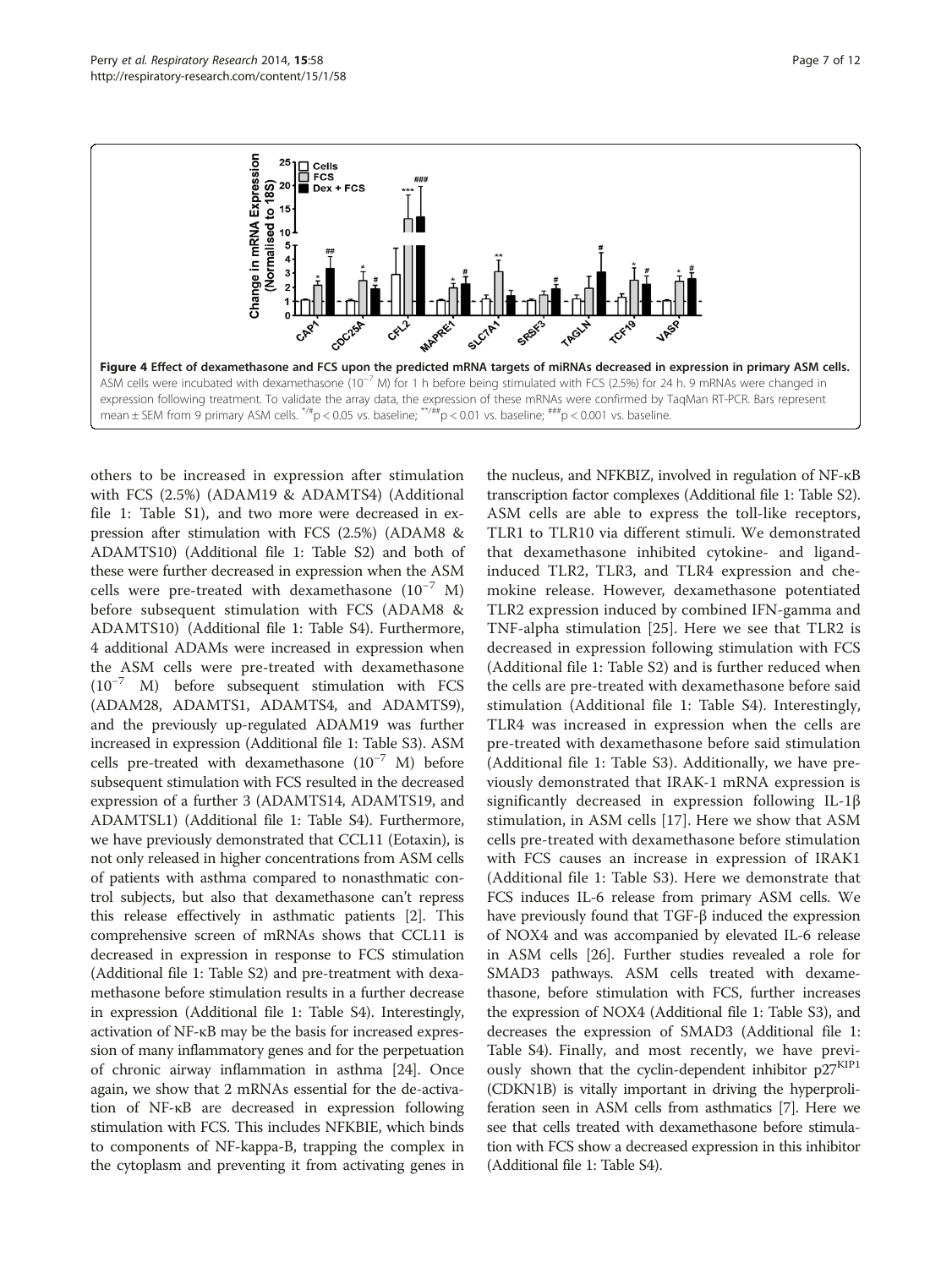**Figure 4 Effect of dexamethasone and FCS upon the predicted mRNA targets of miRNAs decreased in expression in primary ASM cells.** ASM cells were incubated with dexamethasone ($10^{-7}$ M) for 1 h before being stimulated with FCS (2.5%) for 24 h. 9 mRNAs were changed in expression following treatment. To validate the array data, the expression of these mRNAs were confirmed by TaqMan RT-PCR. Bars represent mean ± SEM from 9 primary ASM cells. */#p < 0.05 vs. baseline; **/##p < 0.01 vs. baseline; ###p < 0.001 vs. baseline.

others to be increased in expression after stimulation with FCS (2.5%) (ADAM19 & ADAMTS4) (Additional file 1: Table S1), and two more were decreased in expression after stimulation with FCS (2.5%) (ADAM8 & ADAMTS10) (Additional file 1: Table S2) and both of these were further decreased in expression when the ASM cells were pre-treated with dexamethasone ($10^{-7}$ M) before subsequent stimulation with FCS (ADAM8 & ADAMTS10) (Additional file 1: Table S4). Furthermore, 4 additional ADAMs were increased in expression when the ASM cells were pre-treated with dexamethasone ($10^{-7}$ M) before subsequent stimulation with FCS (ADAM28, ADAMTS1, ADAMTS4, and ADAMTS9), and the previously up-regulated ADAM19 was further increased in expression (Additional file 1: Table S3). ASM cells pre-treated with dexamethasone ($10^{-7}$ M) before subsequent stimulation with FCS resulted in the decreased expression of a further 3 (ADAMTS14, ADAMTS19, and ADAMTSL1) (Additional file 1: Table S4). Furthermore, we have previously demonstrated that CCL11 (Eotaxin), is not only released in higher concentrations from ASM cells of patients with asthma compared to nonasthmatic control subjects, but also that dexamethasone can't repress this release effectively in asthmatic patients [2]. This comprehensive screen of mRNAs shows that CCL11 is decreased in expression in response to FCS stimulation (Additional file 1: Table S2) and pre-treatment with dexamethasone before stimulation results in a further decrease in expression (Additional file 1: Table S4). Interestingly, activation of NF-κB may be the basis for increased expression of many inflammatory genes and for the perpetuation of chronic airway inflammation in asthma [24]. Once again, we show that 2 mRNAs essential for the de-activation of NF-κB are decreased in expression following stimulation with FCS. This includes NFKBIE, which binds to components of NF-kappa-B, trapping the complex in the cytoplasm and preventing it from activating genes in the nucleus, and NFKBIZ, involved in regulation of NF-κB transcription factor complexes (Additional file 1: Table S2). ASM cells are able to express the toll-like receptors, TLR1 to TLR10 via different stimuli. We demonstrated that dexamethasone inhibited cytokine- and ligand-induced TLR2, TLR3, and TLR4 expression and chemokine release. However, dexamethasone potentiated TLR2 expression induced by combined IFN-gamma and TNF-alpha stimulation [25]. Here we see that TLR2 is decreased in expression following stimulation with FCS (Additional file 1: Table S2) and is further reduced when the cells are pre-treated with dexamethasone before said stimulation (Additional file 1: Table S4). Interestingly, TLR4 was increased in expression when the cells are pre-treated with dexamethasone before said stimulation (Additional file 1: Table S3). Additionally, we have previously demonstrated that IRAK-1 mRNA expression is significantly decreased in expression following IL-1β stimulation, in ASM cells [17]. Here we show that ASM cells pre-treated with dexamethasone before stimulation with FCS causes an increase in expression of IRAK1 (Additional file 1: Table S3). Here we demonstrate that FCS induces IL-6 release from primary ASM cells. We have previously found that TGF-β induced the expression of NOX4 and was accompanied by elevated IL-6 release in ASM cells [26]. Further studies revealed a role for SMAD3 pathways. ASM cells treated with dexamethasone, before stimulation with FCS, further increases the expression of NOX4 (Additional file 1: Table S3), and decreases the expression of SMAD3 (Additional file 1: Table S4). Finally, and most recently, we have previously shown that the cyclin-dependent inhibitor $p27^{KIP1}$ (CDKN1B) is vitally important in driving the hyperproliferation seen in ASM cells from asthmatics [7]. Here we see that cells treated with dexamethasone before stimulation with FCS show a decreased expression in this inhibitor (Additional file 1: Table S4).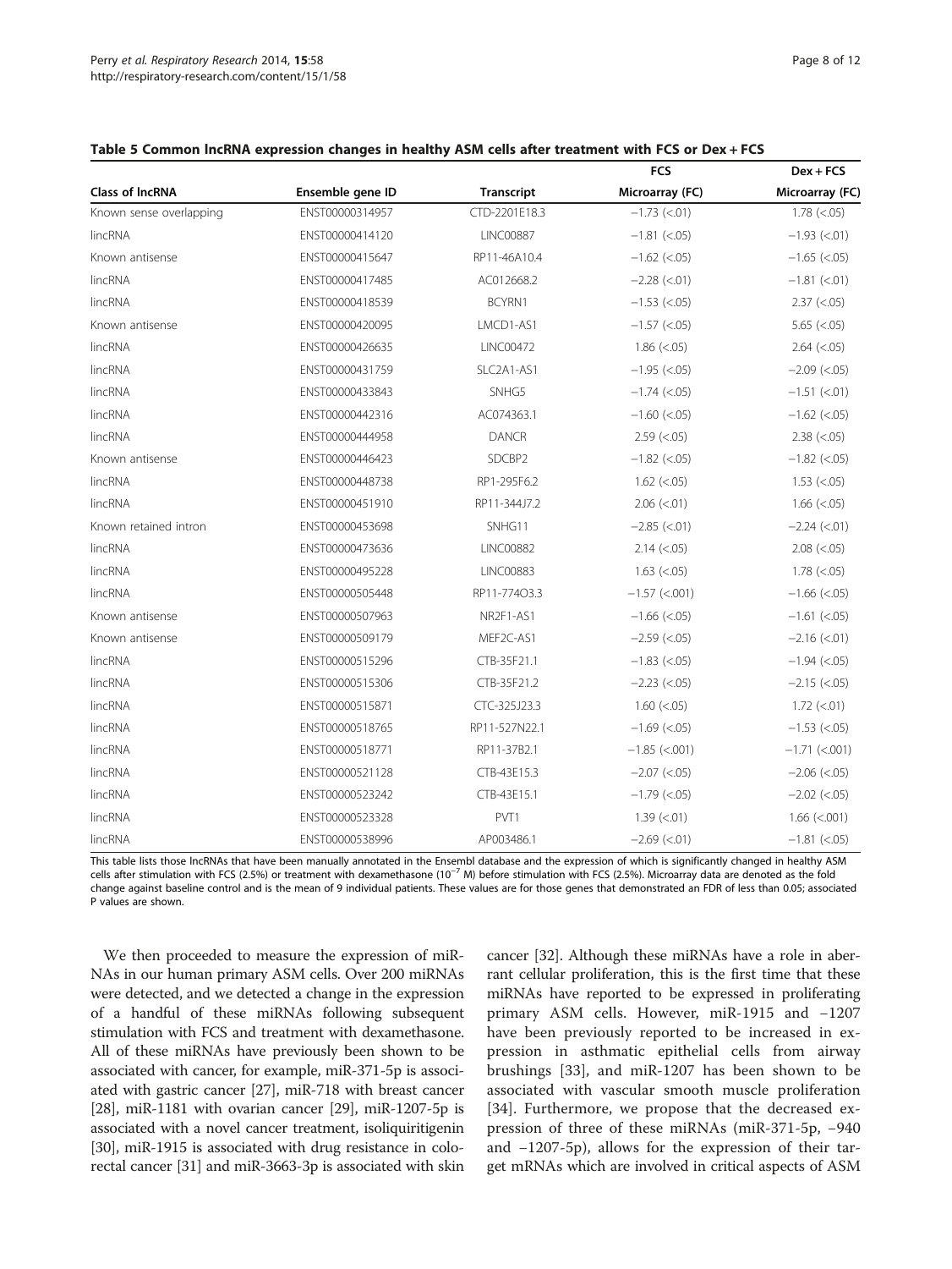**Table 5 Common lncRNA expression changes in healthy ASM cells after treatment with FCS or Dex + FCS**

| Class of lncRNA | Ensemble gene ID | Transcript | FCS Microarray (FC) | Dex + FCS Microarray (FC) |
|---|---|---|---|---|
| Known sense overlapping | ENST00000314957 | CTD-2201E18.3 | −1.73 (<.01) | 1.78 (<.05) |
| lincRNA | ENST00000414120 | LINC00887 | −1.81 (<.05) | −1.93 (<.01) |
| Known antisense | ENST00000415647 | RP11-46A10.4 | −1.62 (<.05) | −1.65 (<.05) |
| lincRNA | ENST00000417485 | AC012668.2 | −2.28 (<.01) | −1.81 (<.01) |
| lincRNA | ENST00000418539 | BCYRN1 | −1.53 (<.05) | 2.37 (<.05) |
| Known antisense | ENST00000420095 | LMCD1-AS1 | −1.57 (<.05) | 5.65 (<.05) |
| lincRNA | ENST00000426635 | LINC00472 | 1.86 (<.05) | 2.64 (<.05) |
| lincRNA | ENST00000431759 | SLC2A1-AS1 | −1.95 (<.05) | −2.09 (<.05) |
| lincRNA | ENST00000433843 | SNHG5 | −1.74 (<.05) | −1.51 (<.01) |
| lincRNA | ENST00000442316 | AC074363.1 | −1.60 (<.05) | −1.62 (<.05) |
| lincRNA | ENST00000444958 | DANCR | 2.59 (<.05) | 2.38 (<.05) |
| Known antisense | ENST00000446423 | SDCBP2 | −1.82 (<.05) | −1.82 (<.05) |
| lincRNA | ENST00000448738 | RP1-295F6.2 | 1.62 (<.05) | 1.53 (<.05) |
| lincRNA | ENST00000451910 | RP11-344J7.2 | 2.06 (<.01) | 1.66 (<.05) |
| Known retained intron | ENST00000453698 | SNHG11 | −2.85 (<.01) | −2.24 (<.01) |
| lincRNA | ENST00000473636 | LINC00882 | 2.14 (<.05) | 2.08 (<.05) |
| lincRNA | ENST00000495228 | LINC00883 | 1.63 (<.05) | 1.78 (<.05) |
| lincRNA | ENST00000505448 | RP11-774O3.3 | −1.57 (<.001) | −1.66 (<.05) |
| Known antisense | ENST00000507963 | NR2F1-AS1 | −1.66 (<.05) | −1.61 (<.05) |
| Known antisense | ENST00000509179 | MEF2C-AS1 | −2.59 (<.05) | −2.16 (<.01) |
| lincRNA | ENST00000515296 | CTB-35F21.1 | −1.83 (<.05) | −1.94 (<.05) |
| lincRNA | ENST00000515306 | CTB-35F21.2 | −2.23 (<.05) | −2.15 (<.05) |
| lincRNA | ENST00000515871 | CTC-325J23.3 | 1.60 (<.05) | 1.72 (<.01) |
| lincRNA | ENST00000518765 | RP11-527N22.1 | −1.69 (<.05) | −1.53 (<.05) |
| lincRNA | ENST00000518771 | RP11-37B2.1 | −1.85 (<.001) | −1.71 (<.001) |
| lincRNA | ENST00000521128 | CTB-43E15.3 | −2.07 (<.05) | −2.06 (<.05) |
| lincRNA | ENST00000523242 | CTB-43E15.1 | −1.79 (<.05) | −2.02 (<.05) |
| lincRNA | ENST00000523328 | PVT1 | 1.39 (<.01) | 1.66 (<.001) |
| lincRNA | ENST00000538996 | AP003486.1 | −2.69 (<.01) | −1.81 (<.05) |

This table lists those lncRNAs that have been manually annotated in the Ensembl database and the expression of which is significantly changed in healthy ASM cells after stimulation with FCS (2.5%) or treatment with dexamethasone ($10^{-7}$ M) before stimulation with FCS (2.5%). Microarray data are denoted as the fold change against baseline control and is the mean of 9 individual patients. These values are for those genes that demonstrated an FDR of less than 0.05; associated P values are shown.

We then proceeded to measure the expression of miRNAs in our human primary ASM cells. Over 200 miRNAs were detected, and we detected a change in the expression of a handful of these miRNAs following subsequent stimulation with FCS and treatment with dexamethasone. All of these miRNAs have previously been shown to be associated with cancer, for example, miR-371-5p is associated with gastric cancer [27], miR-718 with breast cancer [28], miR-1181 with ovarian cancer [29], miR-1207-5p is associated with a novel cancer treatment, isoliquiritigenin [30], miR-1915 is associated with drug resistance in colorectal cancer [31] and miR-3663-3p is associated with skin cancer [32]. Although these miRNAs have a role in aberrant cellular proliferation, this is the first time that these miRNAs have reported to be expressed in proliferating primary ASM cells. However, miR-1915 and −1207 have been previously reported to be increased in expression in asthmatic epithelial cells from airway brushings [33], and miR-1207 has been shown to be associated with vascular smooth muscle proliferation [34]. Furthermore, we propose that the decreased expression of three of these miRNAs (miR-371-5p, −940 and −1207-5p), allows for the expression of their target mRNAs which are involved in critical aspects of ASM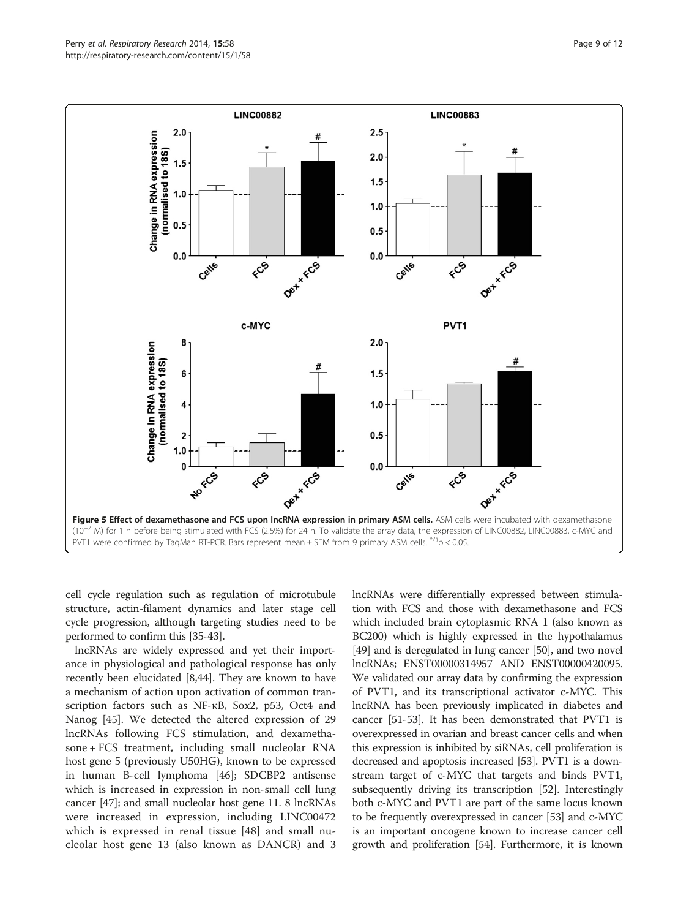**Figure 5 Effect of dexamethasone and FCS upon lncRNA expression in primary ASM cells.** ASM cells were incubated with dexamethasone ($10^{-7}$ M) for 1 h before being stimulated with FCS (2.5%) for 24 h. To validate the array data, the expression of LINC00882, LINC00883, c-MYC and PVT1 were confirmed by TaqMan RT-PCR. Bars represent mean ± SEM from 9 primary ASM cells. $^{*/\#}p < 0.05$.

cell cycle regulation such as regulation of microtubule structure, actin-filament dynamics and later stage cell cycle progression, although targeting studies need to be performed to confirm this [35-43].

lncRNAs are widely expressed and yet their importance in physiological and pathological response has only recently been elucidated [8,44]. They are known to have a mechanism of action upon activation of common transcription factors such as NF-κB, Sox2, p53, Oct4 and Nanog [45]. We detected the altered expression of 29 lncRNAs following FCS stimulation, and dexamethasone + FCS treatment, including small nucleolar RNA host gene 5 (previously U50HG), known to be expressed in human B-cell lymphoma [46]; SDCBP2 antisense which is increased in expression in non-small cell lung cancer [47]; and small nucleolar host gene 11. 8 lncRNAs were increased in expression, including LINC00472 which is expressed in renal tissue [48] and small nucleolar host gene 13 (also known as DANCR) and 3 lncRNAs were differentially expressed between stimulation with FCS and those with dexamethasone and FCS which included brain cytoplasmic RNA 1 (also known as BC200) which is highly expressed in the hypothalamus [49] and is deregulated in lung cancer [50], and two novel lncRNAs; ENST00000314957 AND ENST00000420095. We validated our array data by confirming the expression of PVT1, and its transcriptional activator c-MYC. This lncRNA has been previously implicated in diabetes and cancer [51-53]. It has been demonstrated that PVT1 is overexpressed in ovarian and breast cancer cells and when this expression is inhibited by siRNAs, cell proliferation is decreased and apoptosis increased [53]. PVT1 is a downstream target of c-MYC that targets and binds PVT1, subsequently driving its transcription [52]. Interestingly both c-MYC and PVT1 are part of the same locus known to be frequently overexpressed in cancer [53] and c-MYC is an important oncogene known to increase cancer cell growth and proliferation [54]. Furthermore, it is known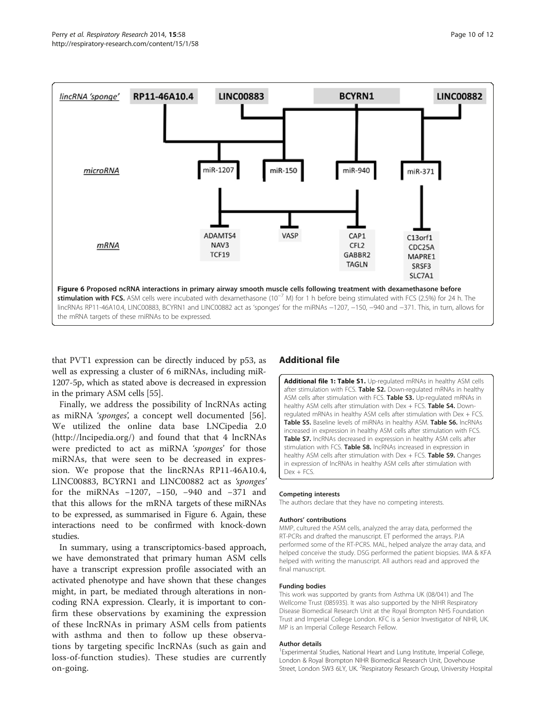**Figure 6 Proposed ncRNA interactions in primary airway smooth muscle cells following treatment with dexamethasone before stimulation with FCS.** ASM cells were incubated with dexamethasone ($10^{-7}$ M) for 1 h before being stimulated with FCS (2.5%) for 24 h. The lincRNAs RP11-46A10.4, LINC00883, BCYRN1 and LINC00882 act as 'sponges' for the miRNAs −1207, −150, −940 and −371. This, in turn, allows for the mRNA targets of these miRNAs to be expressed.

that PVT1 expression can be directly induced by p53, as well as expressing a cluster of 6 miRNAs, including miR-1207-5p, which as stated above is decreased in expression in the primary ASM cells [55].

Finally, we address the possibility of lncRNAs acting as miRNA *'sponges'*, a concept well documented [56]. We utilized the online data base LNCipedia 2.0 (http://lncipedia.org/) and found that that 4 lncRNAs were predicted to act as miRNA *'sponges'* for those miRNAs, that were seen to be decreased in expression. We propose that the lincRNAs RP11-46A10.4, LINC00883, BCYRN1 and LINC00882 act as *'sponges'* for the miRNAs −1207, −150, −940 and −371 and that this allows for the mRNA targets of these miRNAs to be expressed, as summarised in Figure 6. Again, these interactions need to be confirmed with knock-down studies.

In summary, using a transcriptomics-based approach, we have demonstrated that primary human ASM cells have a transcript expression profile associated with an activated phenotype and have shown that these changes might, in part, be mediated through alterations in non-coding RNA expression. Clearly, it is important to confirm these observations by examining the expression of these lncRNAs in primary ASM cells from patients with asthma and then to follow up these observations by targeting specific lncRNAs (such as gain and loss-of-function studies). These studies are currently on-going.

## Additional file

**Additional file 1: Table S1.** Up-regulated mRNAs in healthy ASM cells after stimulation with FCS. **Table S2.** Down-regulated mRNAs in healthy ASM cells after stimulation with FCS. **Table S3.** Up-regulated mRNAs in healthy ASM cells after stimulation with Dex + FCS. **Table S4.** Down-regulated mRNAs in healthy ASM cells after stimulation with Dex + FCS. **Table S5.** Baseline levels of miRNAs in healthy ASM. **Table S6.** lncRNAs increased in expression in healthy ASM cells after stimulation with FCS. **Table S7.** lncRNAs decreased in expression in healthy ASM cells after stimulation with FCS. **Table S8.** lncRNAs increased in expression in healthy ASM cells after stimulation with Dex + FCS. **Table S9.** Changes in expression of lncRNAs in healthy ASM cells after stimulation with Dex + FCS.

#### Competing interests

The authors declare that they have no competing interests.

#### Authors' contributions

MMP, cultured the ASM cells, analyzed the array data, performed the RT-PCRs and drafted the manuscript. ET performed the arrays. PJA performed some of the RT-PCRS. MAL, helped analyze the array data, and helped conceive the study. DSG performed the patient biopsies. IMA & KFA helped with writing the manuscript. All authors read and approved the final manuscript.

#### Funding bodies

This work was supported by grants from Asthma UK (08/041) and The Wellcome Trust (085935). It was also supported by the NIHR Respiratory Disease Biomedical Research Unit at the Royal Brompton NHS Foundation Trust and Imperial College London. KFC is a Senior Investigator of NIHR, UK. MP is an Imperial College Research Fellow.

#### Author details

[1]Experimental Studies, National Heart and Lung Institute, Imperial College, London & Royal Brompton NIHR Biomedical Research Unit, Dovehouse Street, London SW3 6LY, UK. [2]Respiratory Research Group, University Hospital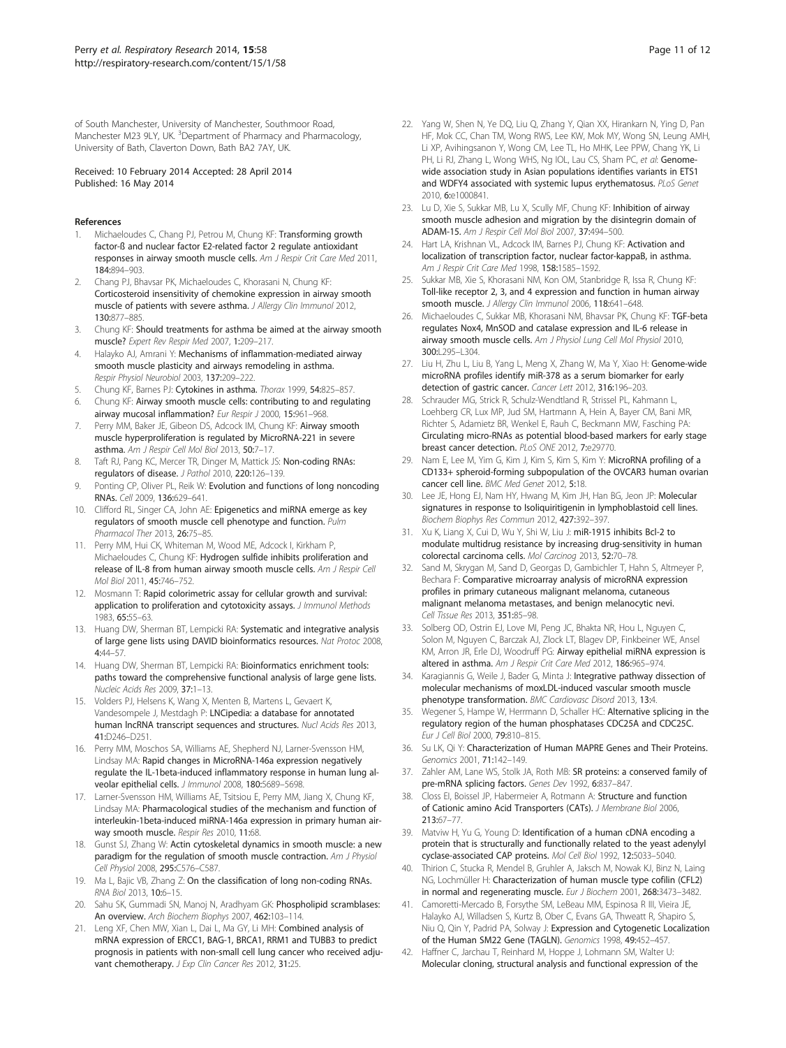of South Manchester, University of Manchester, Southmoor Road, Manchester M23 9LY, UK. [3]Department of Pharmacy and Pharmacology, University of Bath, Claverton Down, Bath BA2 7AY, UK.

Received: 10 February 2014 Accepted: 28 April 2014
Published: 16 May 2014

## References

1. Michaeloudes C, Chang PJ, Petrou M, Chung KF: **Transforming growth factor-ß and nuclear factor E2-related factor 2 regulate antioxidant responses in airway smooth muscle cells.** *Am J Respir Crit Care Med* 2011, **184:**894–903.
2. Chang PJ, Bhavsar PK, Michaeloudes C, Khorasani N, Chung KF: **Corticosteroid insensitivity of chemokine expression in airway smooth muscle of patients with severe asthma.** *J Allergy Clin Immunol* 2012, **130:**877–885.
3. Chung KF: **Should treatments for asthma be aimed at the airway smooth muscle?** *Expert Rev Respir Med* 2007, **1:**209–217.
4. Halayko AJ, Amrani Y: **Mechanisms of inflammation-mediated airway smooth muscle plasticity and airways remodeling in asthma.** *Respir Physiol Neurobiol* 2003, **137:**209–222.
5. Chung KF, Barnes PJ: **Cytokines in asthma.** *Thorax* 1999, **54:**825–857.
6. Chung KF: **Airway smooth muscle cells: contributing to and regulating airway mucosal inflammation?** *Eur Respir J* 2000, **15:**961–968.
7. Perry MM, Baker JE, Gibeon DS, Adcock IM, Chung KF: **Airway smooth muscle hyperproliferation is regulated by MicroRNA-221 in severe asthma.** *Am J Respir Cell Mol Biol* 2013, **50:**7–17.
8. Taft RJ, Pang KC, Mercer TR, Dinger M, Mattick JS: **Non-coding RNAs: regulators of disease.** *J Pathol* 2010, **220:**126–139.
9. Ponting CP, Oliver PL, Reik W: **Evolution and functions of long noncoding RNAs.** *Cell* 2009, **136:**629–641.
10. Clifford RL, Singer CA, John AE: **Epigenetics and miRNA emerge as key regulators of smooth muscle cell phenotype and function.** *Pulm Pharmacol Ther* 2013, **26:**75–85.
11. Perry MM, Hui CK, Whiteman M, Wood ME, Adcock I, Kirkham P, Michaeloudes C, Chung KF: **Hydrogen sulfide inhibits proliferation and release of IL-8 from human airway smooth muscle cells.** *Am J Respir Cell Mol Biol* 2011, **45:**746–752.
12. Mosmann T: **Rapid colorimetric assay for cellular growth and survival: application to proliferation and cytotoxicity assays.** *J Immunol Methods* 1983, **65:**55–63.
13. Huang DW, Sherman BT, Lempicki RA: **Systematic and integrative analysis of large gene lists using DAVID bioinformatics resources.** *Nat Protoc* 2008, **4:**44–57.
14. Huang DW, Sherman BT, Lempicki RA: **Bioinformatics enrichment tools: paths toward the comprehensive functional analysis of large gene lists.** *Nucleic Acids Res* 2009, **37:**1–13.
15. Volders PJ, Helsens K, Wang X, Menten B, Martens L, Gevaert K, Vandesompele J, Mestdagh P: **LNCipedia: a database for annotated human lncRNA transcript sequences and structures.** *Nucl Acids Res* 2013, **41:**D246–D251.
16. Perry MM, Moschos SA, Williams AE, Shepherd NJ, Larner-Svensson HM, Lindsay MA: **Rapid changes in MicroRNA-146a expression negatively regulate the IL-1beta-induced inflammatory response in human lung alveolar epithelial cells.** *J Immunol* 2008, **180:**5689–5698.
17. Larner-Svensson HM, Williams AE, Tsitsiou E, Perry MM, Jiang X, Chung KF, Lindsay MA: **Pharmacological studies of the mechanism and function of interleukin-1beta-induced miRNA-146a expression in primary human airway smooth muscle.** *Respir Res* 2010, **11:**68.
18. Gunst SJ, Zhang W: **Actin cytoskeletal dynamics in smooth muscle: a new paradigm for the regulation of smooth muscle contraction.** *Am J Physiol Cell Physiol* 2008, **295:**C576–C587.
19. Ma L, Bajic VB, Zhang Z: **On the classification of long non-coding RNAs.** *RNA Biol* 2013, **10:**6–15.
20. Sahu SK, Gummadi SN, Manoj N, Aradhyam GK: **Phospholipid scramblases: An overview.** *Arch Biochem Biophys* 2007, **462:**103–114.
21. Leng XF, Chen MW, Xian L, Dai L, Ma GY, Li MH: **Combined analysis of mRNA expression of ERCC1, BAG-1, BRCA1, RRM1 and TUBB3 to predict prognosis in patients with non-small cell lung cancer who received adjuvant chemotherapy.** *J Exp Clin Cancer Res* 2012, **31:**25.
22. Yang W, Shen N, Ye DQ, Liu Q, Zhang Y, Qian XX, Hirankarn N, Ying D, Pan HF, Mok CC, Chan TM, Wong RWS, Lee KW, Mok MY, Wong SN, Leung AMH, Li XP, Avihingsanon Y, Wong CM, Lee TL, Ho MHK, Lee PPW, Chang YK, Li PH, Li RJ, Zhang L, Wong WHS, Ng IOL, Lau CS, Sham PC, *et al*: **Genome-wide association study in Asian populations identifies variants in ETS1 and WDFY4 associated with systemic lupus erythematosus.** *PLoS Genet* 2010, **6:**e1000841.
23. Lu D, Xie S, Sukkar MB, Lu X, Scully MF, Chung KF: **Inhibition of airway smooth muscle adhesion and migration by the disintegrin domain of ADAM-15.** *Am J Respir Cell Mol Biol* 2007, **37:**494–500.
24. Hart LA, Krishnan VL, Adcock IM, Barnes PJ, Chung KF: **Activation and localization of transcription factor, nuclear factor-kappaB, in asthma.** *Am J Respir Crit Care Med* 1998, **158:**1585–1592.
25. Sukkar MB, Xie S, Khorasani NM, Kon OM, Stanbridge R, Issa R, Chung KF: **Toll-like receptor 2, 3, and 4 expression and function in human airway smooth muscle.** *J Allergy Clin Immunol* 2006, **118:**641–648.
26. Michaeloudes C, Sukkar MB, Khorasani NM, Bhavsar PK, Chung KF: **TGF-beta regulates Nox4, MnSOD and catalase expression and IL-6 release in airway smooth muscle cells.** *Am J Physiol Lung Cell Mol Physiol* 2010, **300:**L295–L304.
27. Liu H, Zhu L, Liu B, Yang L, Meng X, Zhang W, Ma Y, Xiao H: **Genome-wide microRNA profiles identify miR-378 as a serum biomarker for early detection of gastric cancer.** *Cancer Lett* 2012, **316:**196–203.
28. Schrauder MG, Strick R, Schulz-Wendtland R, Strissel PL, Kahmann L, Loehberg CR, Lux MP, Jud SM, Hartmann A, Hein A, Bayer CM, Bani MR, Richter S, Adamietz BR, Wenkel E, Rauh C, Beckmann MW, Fasching PA: **Circulating micro-RNAs as potential blood-based markers for early stage breast cancer detection.** *PLoS ONE* 2012, **7:**e29770.
29. Nam E, Lee M, Yim G, Kim J, Kim S, Kim S, Kim Y: **MicroRNA profiling of a CD133+ spheroid-forming subpopulation of the OVCAR3 human ovarian cancer cell line.** *BMC Med Genet* 2012, **5:**18.
30. Lee JE, Hong EJ, Nam HY, Hwang M, Kim JH, Han BG, Jeon JP: **Molecular signatures in response to Isoliquiritigenin in lymphoblastoid cell lines.** *Biochem Biophys Res Commun* 2012, **427:**392–397.
31. Xu K, Liang X, Cui D, Wu Y, Shi W, Liu J: **miR-1915 inhibits Bcl-2 to modulate multidrug resistance by increasing drug-sensitivity in human colorectal carcinoma cells.** *Mol Carcinog* 2013, **52:**70–78.
32. Sand M, Skrygan M, Sand D, Georgas D, Gambichler T, Hahn S, Altmeyer P, Bechara F: **Comparative microarray analysis of microRNA expression profiles in primary cutaneous malignant melanoma, cutaneous malignant melanoma metastases, and benign melanocytic nevi.** *Cell Tissue Res* 2013, **351:**85–98.
33. Solberg OD, Ostrin EJ, Love MI, Peng JC, Bhakta NR, Hou L, Nguyen C, Solon M, Nguyen C, Barczak AJ, Zlock LT, Blagev DP, Finkbeiner WE, Ansel KM, Arron JR, Erle DJ, Woodruff PG: **Airway epithelial miRNA expression is altered in asthma.** *Am J Respir Crit Care Med* 2012, **186:**965–974.
34. Karagiannis G, Weile J, Bader G, Minta J: **Integrative pathway dissection of molecular mechanisms of moxLDL-induced vascular smooth muscle phenotype transformation.** *BMC Cardiovasc Disord* 2013, **13:**4.
35. Wegener S, Hampe W, Herrmann D, Schaller HC: **Alternative splicing in the regulatory region of the human phosphatases CDC25A and CDC25C.** *Eur J Cell Biol* 2000, **79:**810–815.
36. Su LK, Qi Y: **Characterization of Human MAPRE Genes and Their Proteins.** *Genomics* 2001, **71:**142–149.
37. Zahler AM, Lane WS, Stolk JA, Roth MB: **SR proteins: a conserved family of pre-mRNA splicing factors.** *Genes Dev* 1992, **6:**837–847.
38. Closs EI, Boissel JP, Habermeier A, Rotmann A: **Structure and function of Cationic amino Acid Transporters (CATs).** *J Membrane Biol* 2006, **213:**67–77.
39. Matviw H, Yu G, Young D: **Identification of a human cDNA encoding a protein that is structurally and functionally related to the yeast adenylyl cyclase-associated CAP proteins.** *Mol Cell Biol* 1992, **12:**5033–5040.
40. Thirion C, Stucka R, Mendel B, Gruhler A, Jaksch M, Nowak KJ, Binz N, Laing NG, Lochmüller H: **Characterization of human muscle type cofilin (CFL2) in normal and regenerating muscle.** *Eur J Biochem* 2001, **268:**3473–3482.
41. Camoretti-Mercado B, Forsythe SM, LeBeau MM, Espinosa R III, Vieira JE, Halayko AJ, Willadsen S, Kurtz B, Ober C, Evans GA, Thweatt R, Shapiro S, Niu Q, Qin Y, Padrid PA, Solway J: **Expression and Cytogenetic Localization of the Human SM22 Gene (TAGLN).** *Genomics* 1998, **49:**452–457.
42. Haffner C, Jarchau T, Reinhard M, Hoppe J, Lohmann SM, Walter U: **Molecular cloning, structural analysis and functional expression of the**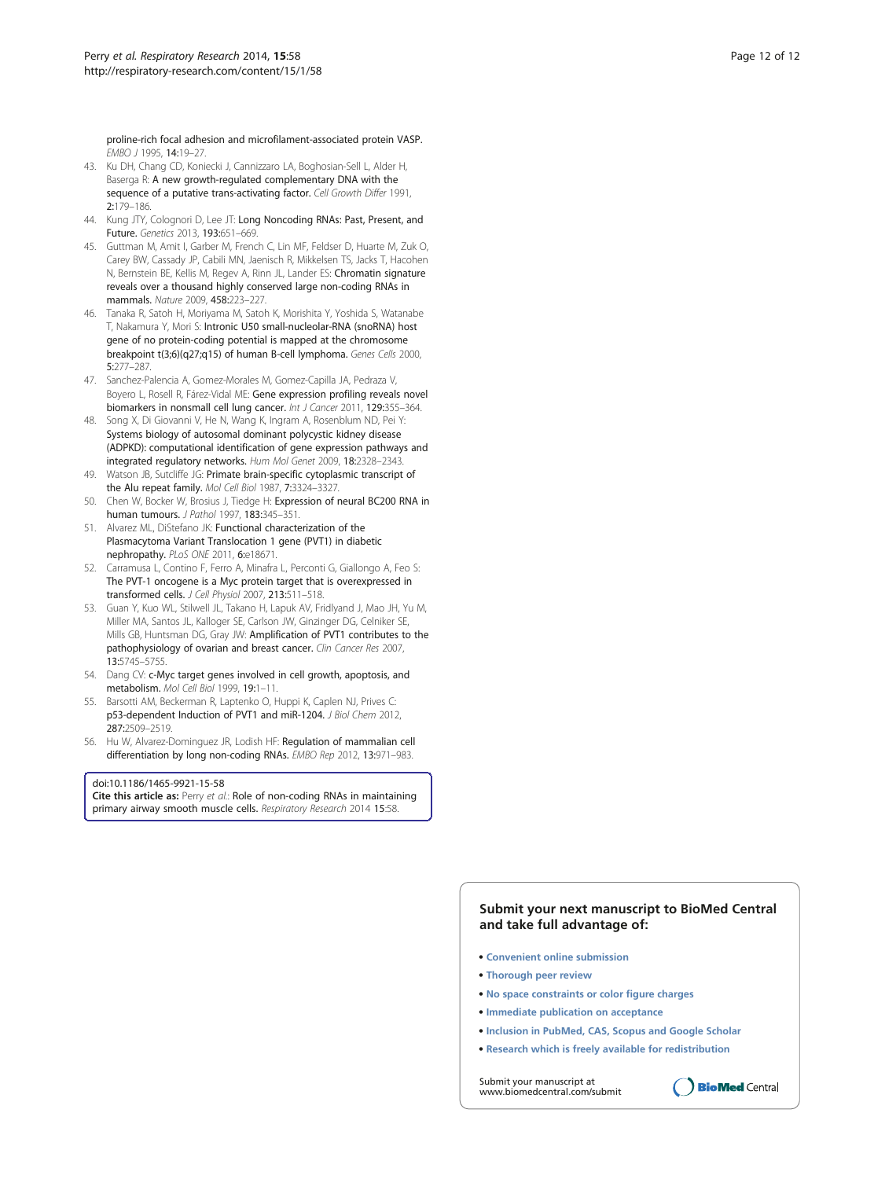proline-rich focal adhesion and microfilament-associated protein VASP. *EMBO J* 1995, **14**:19–27.

43. Ku DH, Chang CD, Koniecki J, Cannizzaro LA, Boghosian-Sell L, Alder H, Baserga R: A new growth-regulated complementary DNA with the sequence of a putative trans-activating factor. *Cell Growth Differ* 1991, **2**:179–186.
44. Kung JTY, Colognori D, Lee JT: Long Noncoding RNAs: Past, Present, and Future. *Genetics* 2013, **193**:651–669.
45. Guttman M, Amit I, Garber M, French C, Lin MF, Feldser D, Huarte M, Zuk O, Carey BW, Cassady JP, Cabili MN, Jaenisch R, Mikkelsen TS, Jacks T, Hacohen N, Bernstein BE, Kellis M, Regev A, Rinn JL, Lander ES: Chromatin signature reveals over a thousand highly conserved large non-coding RNAs in mammals. *Nature* 2009, **458**:223–227.
46. Tanaka R, Satoh H, Moriyama M, Satoh K, Morishita Y, Yoshida S, Watanabe T, Nakamura Y, Mori S: Intronic U50 small-nucleolar-RNA (snoRNA) host gene of no protein-coding potential is mapped at the chromosome breakpoint t(3;6)(q27;q15) of human B-cell lymphoma. *Genes Cells* 2000, **5**:277–287.
47. Sanchez-Palencia A, Gomez-Morales M, Gomez-Capilla JA, Pedraza V, Boyero L, Rosell R, Fárez-Vidal ME: Gene expression profiling reveals novel biomarkers in nonsmall cell lung cancer. *Int J Cancer* 2011, **129**:355–364.
48. Song X, Di Giovanni V, He N, Wang K, Ingram A, Rosenblum ND, Pei Y: Systems biology of autosomal dominant polycystic kidney disease (ADPKD): computational identification of gene expression pathways and integrated regulatory networks. *Hum Mol Genet* 2009, **18**:2328–2343.
49. Watson JB, Sutcliffe JG: Primate brain-specific cytoplasmic transcript of the Alu repeat family. *Mol Cell Biol* 1987, **7**:3324–3327.
50. Chen W, Bocker W, Brosius J, Tiedge H: Expression of neural BC200 RNA in human tumours. *J Pathol* 1997, **183**:345–351.
51. Alvarez ML, DiStefano JK: Functional characterization of the Plasmacytoma Variant Translocation 1 gene (PVT1) in diabetic nephropathy. *PLoS ONE* 2011, **6**:e18671.
52. Carramusa L, Contino F, Ferro A, Minafra L, Perconti G, Giallongo A, Feo S: The PVT-1 oncogene is a Myc protein target that is overexpressed in transformed cells. *J Cell Physiol* 2007, **213**:511–518.
53. Guan Y, Kuo WL, Stilwell JL, Takano H, Lapuk AV, Fridlyand J, Mao JH, Yu M, Miller MA, Santos JL, Kalloger SE, Carlson JW, Ginzinger DG, Celniker SE, Mills GB, Huntsman DG, Gray JW: Amplification of PVT1 contributes to the pathophysiology of ovarian and breast cancer. *Clin Cancer Res* 2007, **13**:5745–5755.
54. Dang CV: c-Myc target genes involved in cell growth, apoptosis, and metabolism. *Mol Cell Biol* 1999, **19**:1–11.
55. Barsotti AM, Beckerman R, Laptenko O, Huppi K, Caplen NJ, Prives C: p53-dependent Induction of PVT1 and miR-1204. *J Biol Chem* 2012, **287**:2509–2519.
56. Hu W, Alvarez-Dominguez JR, Lodish HF: Regulation of mammalian cell differentiation by long non-coding RNAs. *EMBO Rep* 2012, **13**:971–983.

doi:10.1186/1465-9921-15-58

**Cite this article as:** Perry *et al.*: Role of non-coding RNAs in maintaining primary airway smooth muscle cells. *Respiratory Research* 2014 **15**:58.

**Submit your next manuscript to BioMed Central and take full advantage of:**

- **Convenient online submission**
- **Thorough peer review**
- **No space constraints or color figure charges**
- **Immediate publication on acceptance**
- **Inclusion in PubMed, CAS, Scopus and Google Scholar**
- **Research which is freely available for redistribution**

Submit your manuscript at www.biomedcentral.com/submit

BioMed Central